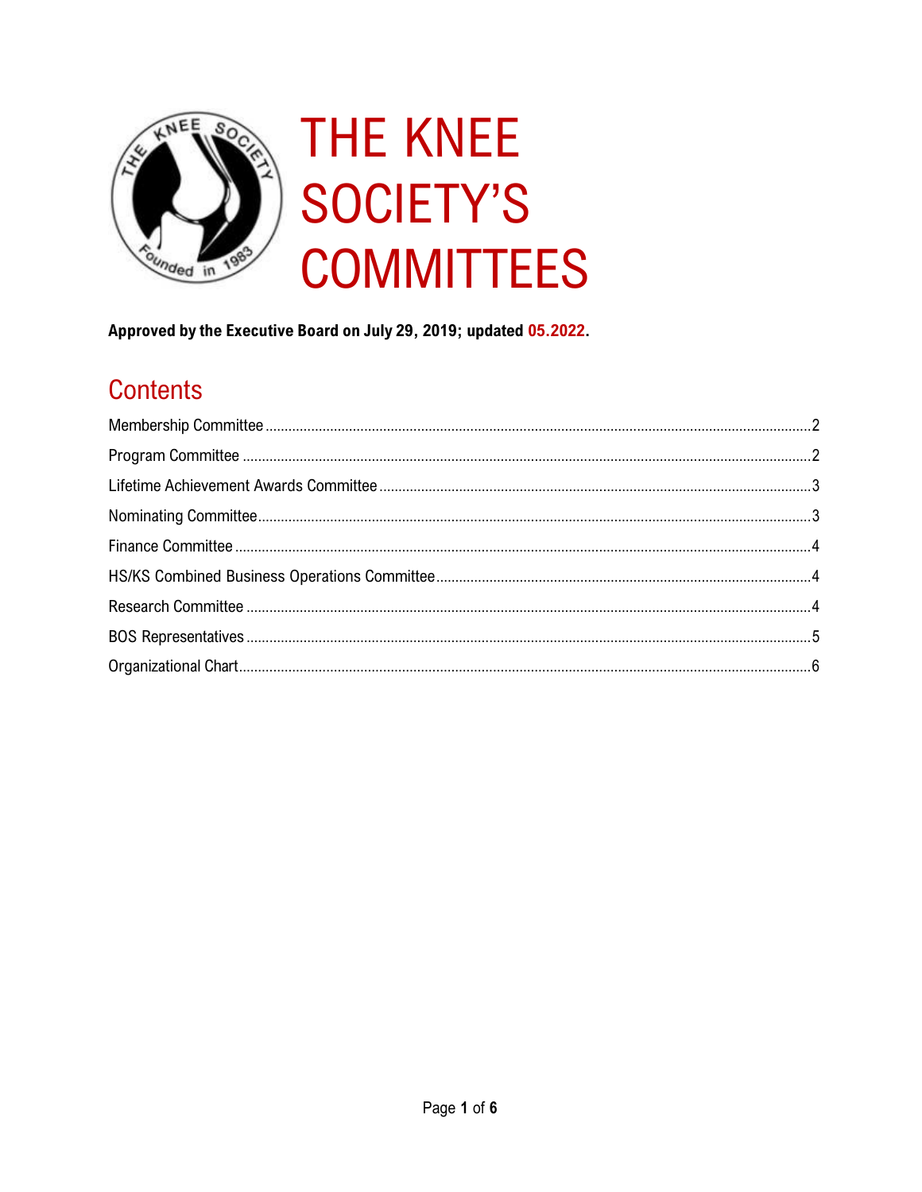# THE KNEE SOCIETY'S COMMITTEES

**Approved by the Executive Board on July 29, 2019; updated 05.2022.**

## Contents

Membership Committee .......... 2
Program Committee .......... 2
Lifetime Achievement Awards Committee .......... 3
Nominating Committee .......... 3
Finance Committee .......... 4
HS/KS Combined Business Operations Committee .......... 4
Research Committee .......... 4
BOS Representatives .......... 5
Organizational Chart .......... 6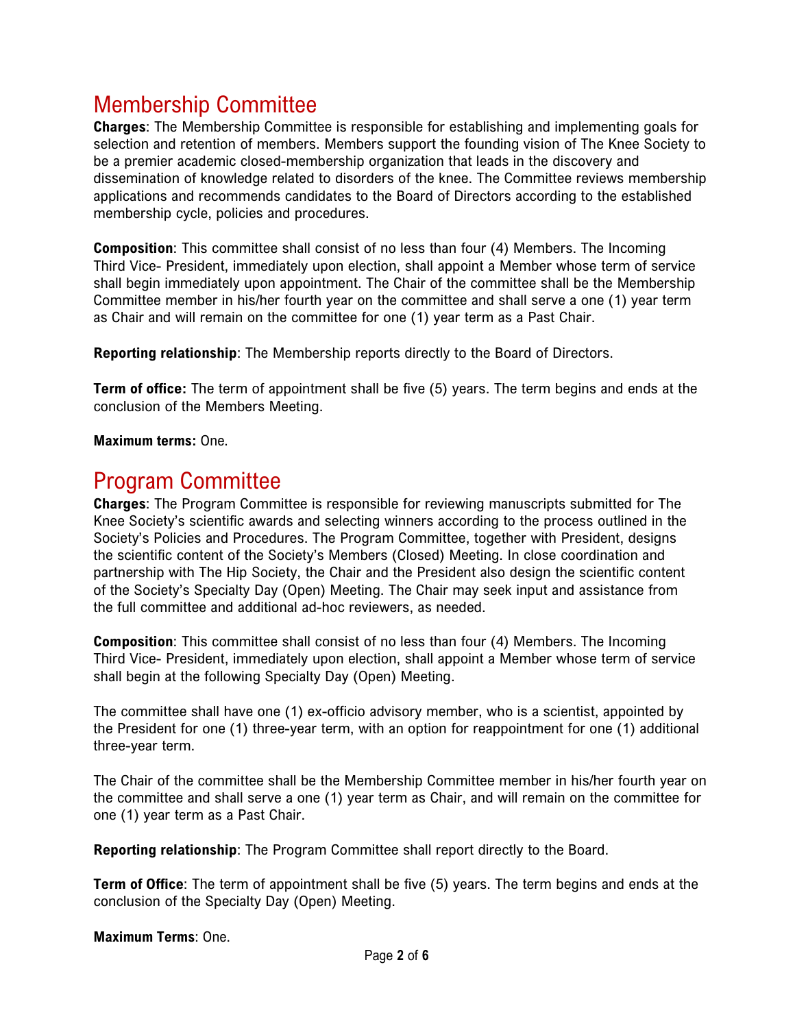## Membership Committee

**Charges**: The Membership Committee is responsible for establishing and implementing goals for selection and retention of members. Members support the founding vision of The Knee Society to be a premier academic closed-membership organization that leads in the discovery and dissemination of knowledge related to disorders of the knee. The Committee reviews membership applications and recommends candidates to the Board of Directors according to the established membership cycle, policies and procedures.

**Composition**: This committee shall consist of no less than four (4) Members. The Incoming Third Vice- President, immediately upon election, shall appoint a Member whose term of service shall begin immediately upon appointment. The Chair of the committee shall be the Membership Committee member in his/her fourth year on the committee and shall serve a one (1) year term as Chair and will remain on the committee for one (1) year term as a Past Chair.

**Reporting relationship**: The Membership reports directly to the Board of Directors.

**Term of office:** The term of appointment shall be five (5) years. The term begins and ends at the conclusion of the Members Meeting.

**Maximum terms:** One.

## Program Committee

**Charges**: The Program Committee is responsible for reviewing manuscripts submitted for The Knee Society's scientific awards and selecting winners according to the process outlined in the Society's Policies and Procedures. The Program Committee, together with President, designs the scientific content of the Society's Members (Closed) Meeting. In close coordination and partnership with The Hip Society, the Chair and the President also design the scientific content of the Society's Specialty Day (Open) Meeting. The Chair may seek input and assistance from the full committee and additional ad-hoc reviewers, as needed.

**Composition**: This committee shall consist of no less than four (4) Members. The Incoming Third Vice- President, immediately upon election, shall appoint a Member whose term of service shall begin at the following Specialty Day (Open) Meeting.

The committee shall have one (1) ex-officio advisory member, who is a scientist, appointed by the President for one (1) three-year term, with an option for reappointment for one (1) additional three-year term.

The Chair of the committee shall be the Membership Committee member in his/her fourth year on the committee and shall serve a one (1) year term as Chair, and will remain on the committee for one (1) year term as a Past Chair.

**Reporting relationship**: The Program Committee shall report directly to the Board.

**Term of Office**: The term of appointment shall be five (5) years. The term begins and ends at the conclusion of the Specialty Day (Open) Meeting.

**Maximum Terms**: One.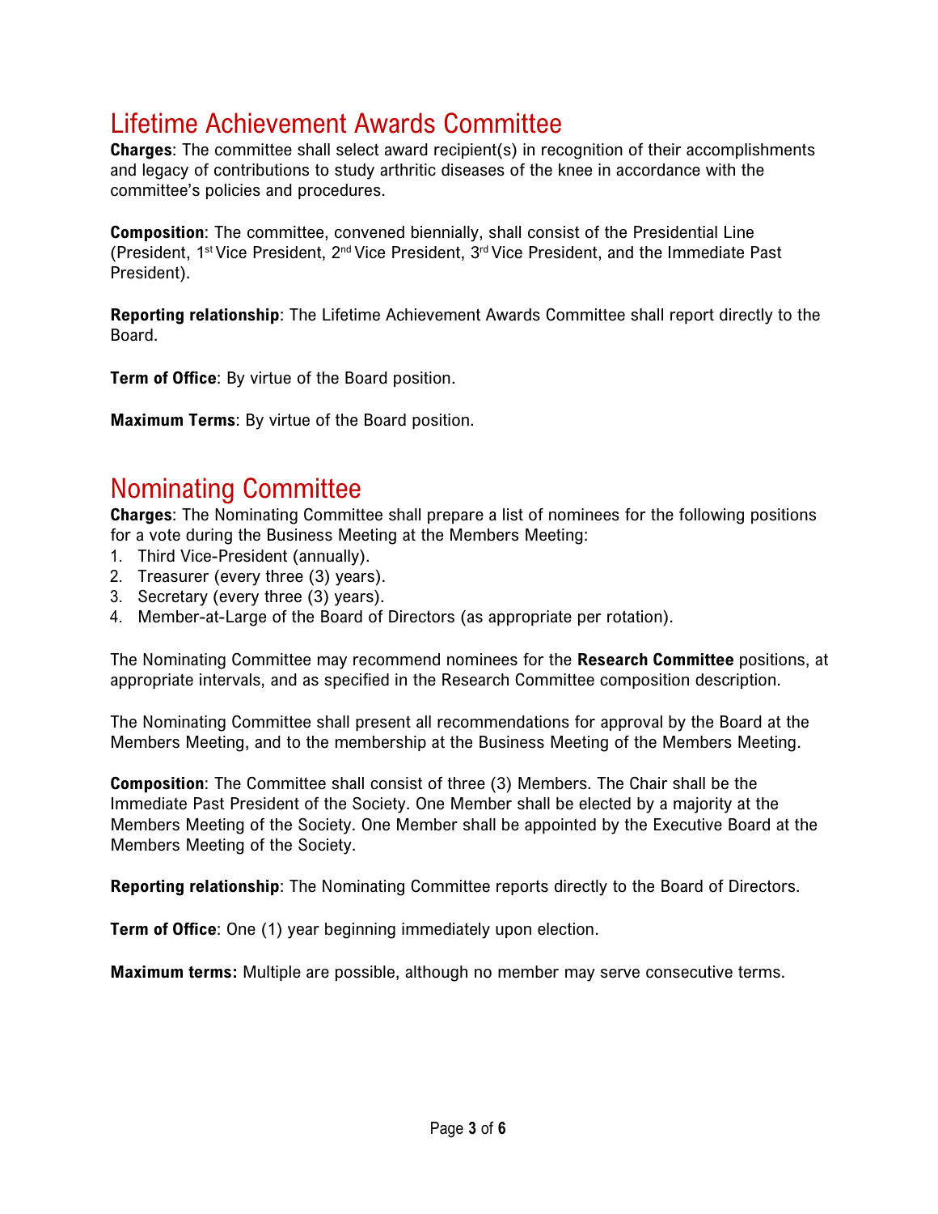## Lifetime Achievement Awards Committee

**Charges**: The committee shall select award recipient(s) in recognition of their accomplishments and legacy of contributions to study arthritic diseases of the knee in accordance with the committee's policies and procedures.

**Composition**: The committee, convened biennially, shall consist of the Presidential Line (President, 1st Vice President, 2nd Vice President, 3rd Vice President, and the Immediate Past President).

**Reporting relationship**: The Lifetime Achievement Awards Committee shall report directly to the Board.

**Term of Office**: By virtue of the Board position.

**Maximum Terms**: By virtue of the Board position.

## Nominating Committee

**Charges**: The Nominating Committee shall prepare a list of nominees for the following positions for a vote during the Business Meeting at the Members Meeting:

1. Third Vice-President (annually).
2. Treasurer (every three (3) years).
3. Secretary (every three (3) years).
4. Member-at-Large of the Board of Directors (as appropriate per rotation).

The Nominating Committee may recommend nominees for the **Research Committee** positions, at appropriate intervals, and as specified in the Research Committee composition description.

The Nominating Committee shall present all recommendations for approval by the Board at the Members Meeting, and to the membership at the Business Meeting of the Members Meeting.

**Composition**: The Committee shall consist of three (3) Members. The Chair shall be the Immediate Past President of the Society. One Member shall be elected by a majority at the Members Meeting of the Society. One Member shall be appointed by the Executive Board at the Members Meeting of the Society.

**Reporting relationship**: The Nominating Committee reports directly to the Board of Directors.

**Term of Office**: One (1) year beginning immediately upon election.

**Maximum terms:** Multiple are possible, although no member may serve consecutive terms.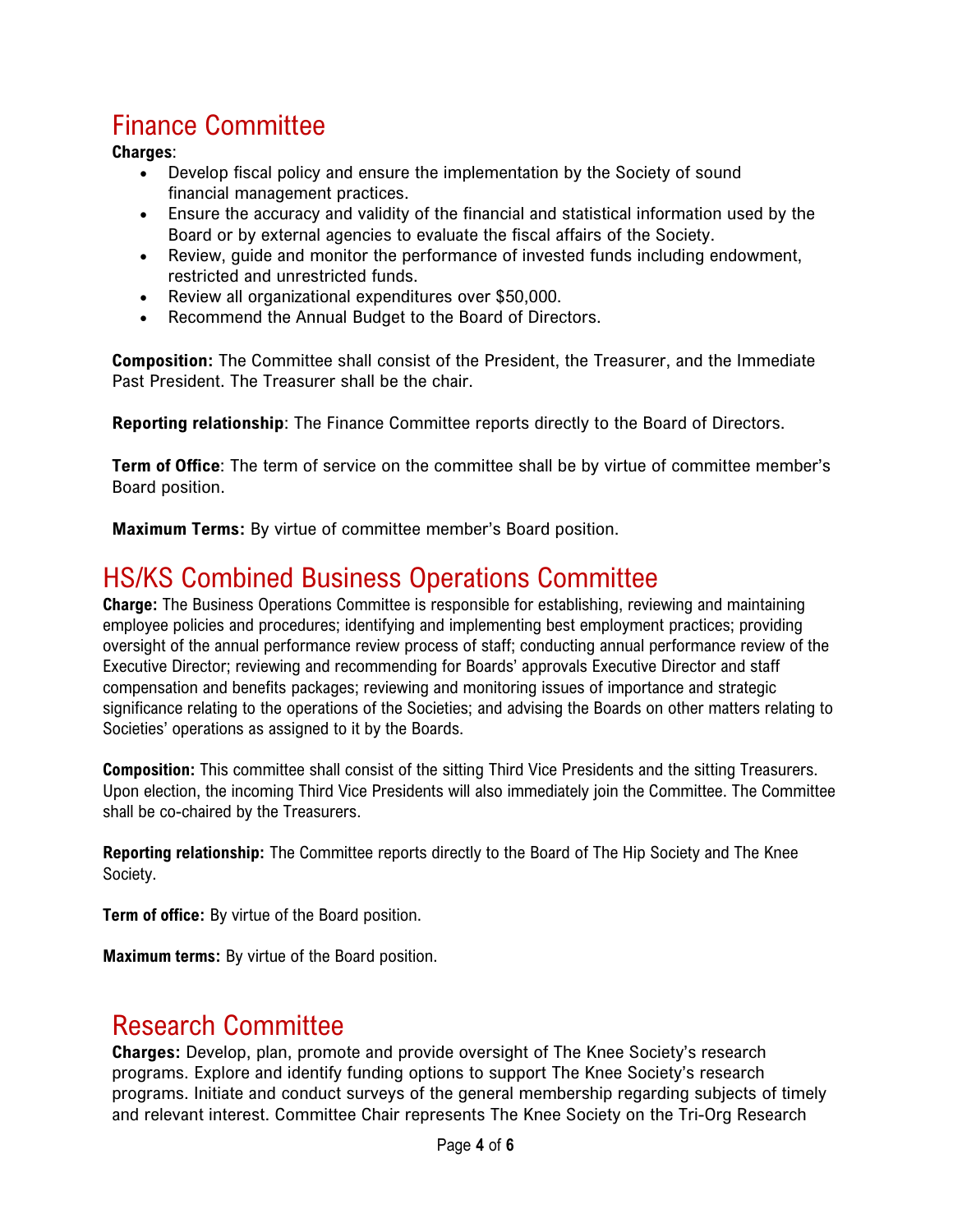## Finance Committee

**Charges**:

- Develop fiscal policy and ensure the implementation by the Society of sound financial management practices.
- Ensure the accuracy and validity of the financial and statistical information used by the Board or by external agencies to evaluate the fiscal affairs of the Society.
- Review, guide and monitor the performance of invested funds including endowment, restricted and unrestricted funds.
- Review all organizational expenditures over $50,000.
- Recommend the Annual Budget to the Board of Directors.

**Composition:** The Committee shall consist of the President, the Treasurer, and the Immediate Past President. The Treasurer shall be the chair.

**Reporting relationship**: The Finance Committee reports directly to the Board of Directors.

**Term of Office**: The term of service on the committee shall be by virtue of committee member's Board position.

**Maximum Terms:** By virtue of committee member's Board position.

## HS/KS Combined Business Operations Committee

**Charge:** The Business Operations Committee is responsible for establishing, reviewing and maintaining employee policies and procedures; identifying and implementing best employment practices; providing oversight of the annual performance review process of staff; conducting annual performance review of the Executive Director; reviewing and recommending for Boards' approvals Executive Director and staff compensation and benefits packages; reviewing and monitoring issues of importance and strategic significance relating to the operations of the Societies; and advising the Boards on other matters relating to Societies' operations as assigned to it by the Boards.

**Composition:** This committee shall consist of the sitting Third Vice Presidents and the sitting Treasurers. Upon election, the incoming Third Vice Presidents will also immediately join the Committee. The Committee shall be co-chaired by the Treasurers.

**Reporting relationship:** The Committee reports directly to the Board of The Hip Society and The Knee Society.

**Term of office:** By virtue of the Board position.

**Maximum terms:** By virtue of the Board position.

## Research Committee

**Charges:** Develop, plan, promote and provide oversight of The Knee Society's research programs. Explore and identify funding options to support The Knee Society's research programs. Initiate and conduct surveys of the general membership regarding subjects of timely and relevant interest. Committee Chair represents The Knee Society on the Tri-Org Research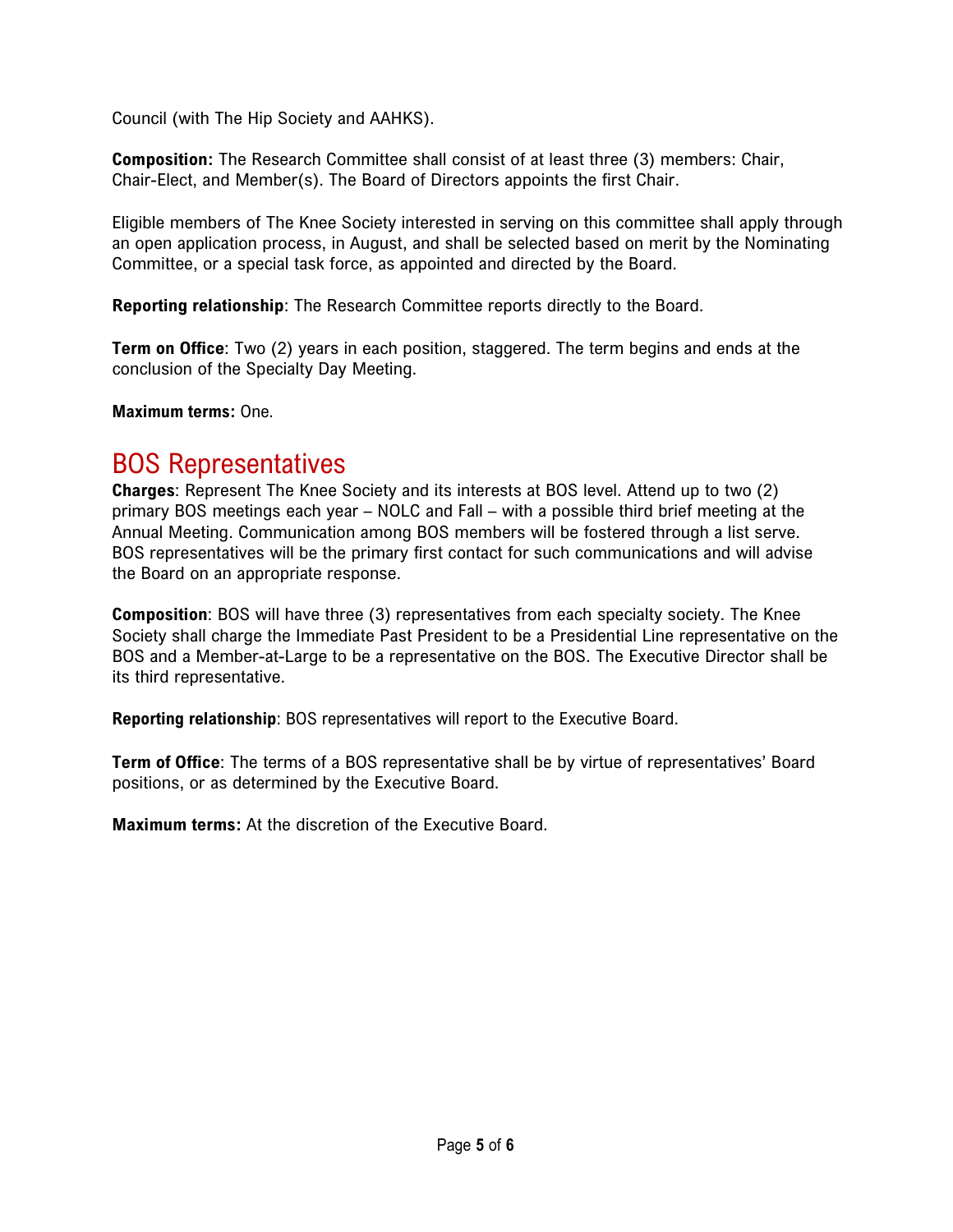Council (with The Hip Society and AAHKS).

**Composition:** The Research Committee shall consist of at least three (3) members: Chair, Chair-Elect, and Member(s). The Board of Directors appoints the first Chair.

Eligible members of The Knee Society interested in serving on this committee shall apply through an open application process, in August, and shall be selected based on merit by the Nominating Committee, or a special task force, as appointed and directed by the Board.

**Reporting relationship**: The Research Committee reports directly to the Board.

**Term on Office**: Two (2) years in each position, staggered. The term begins and ends at the conclusion of the Specialty Day Meeting.

**Maximum terms:** One.

## BOS Representatives

**Charges**: Represent The Knee Society and its interests at BOS level. Attend up to two (2) primary BOS meetings each year – NOLC and Fall – with a possible third brief meeting at the Annual Meeting. Communication among BOS members will be fostered through a list serve. BOS representatives will be the primary first contact for such communications and will advise the Board on an appropriate response.

**Composition**: BOS will have three (3) representatives from each specialty society. The Knee Society shall charge the Immediate Past President to be a Presidential Line representative on the BOS and a Member-at-Large to be a representative on the BOS. The Executive Director shall be its third representative.

**Reporting relationship**: BOS representatives will report to the Executive Board.

**Term of Office**: The terms of a BOS representative shall be by virtue of representatives' Board positions, or as determined by the Executive Board.

**Maximum terms:** At the discretion of the Executive Board.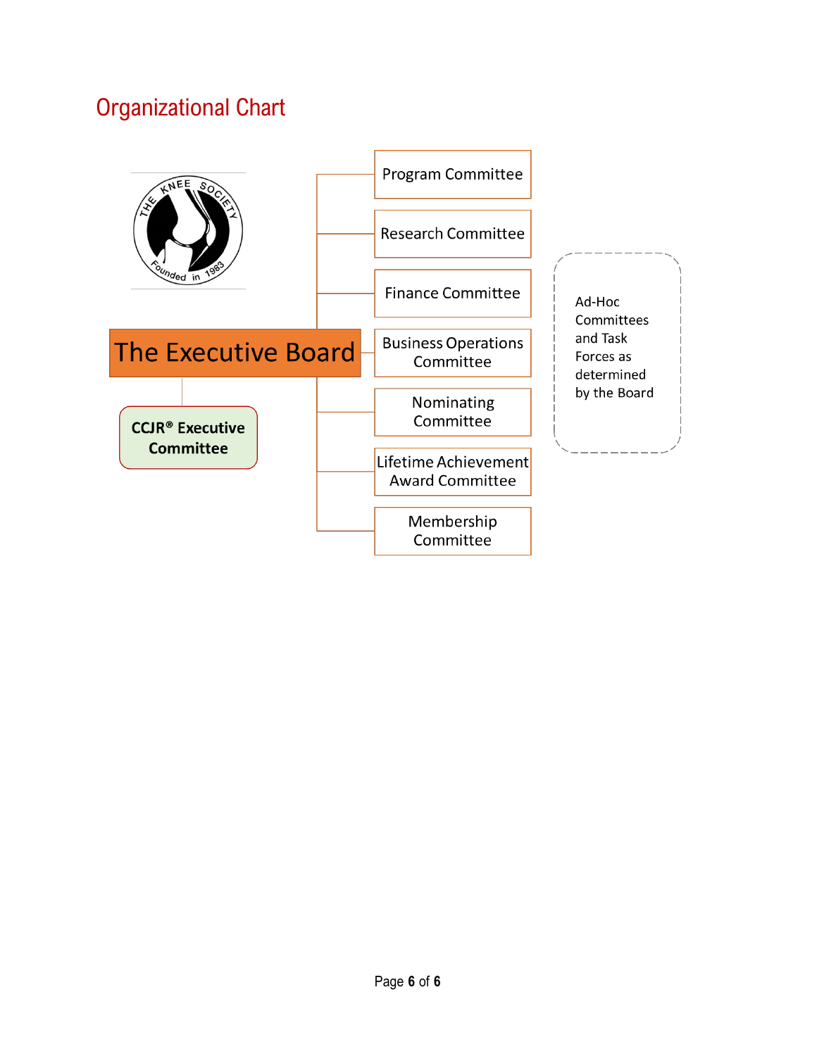# Organizational Chart

THE KNEE SOCIETY

Founded in 1983

The Executive Board

CCJR® Executive Committee

Program Committee

Research Committee

Finance Committee

Business Operations Committee

Nominating Committee

Lifetime Achievement Award Committee

Membership Committee

Ad-Hoc Committees and Task Forces as determined by the Board